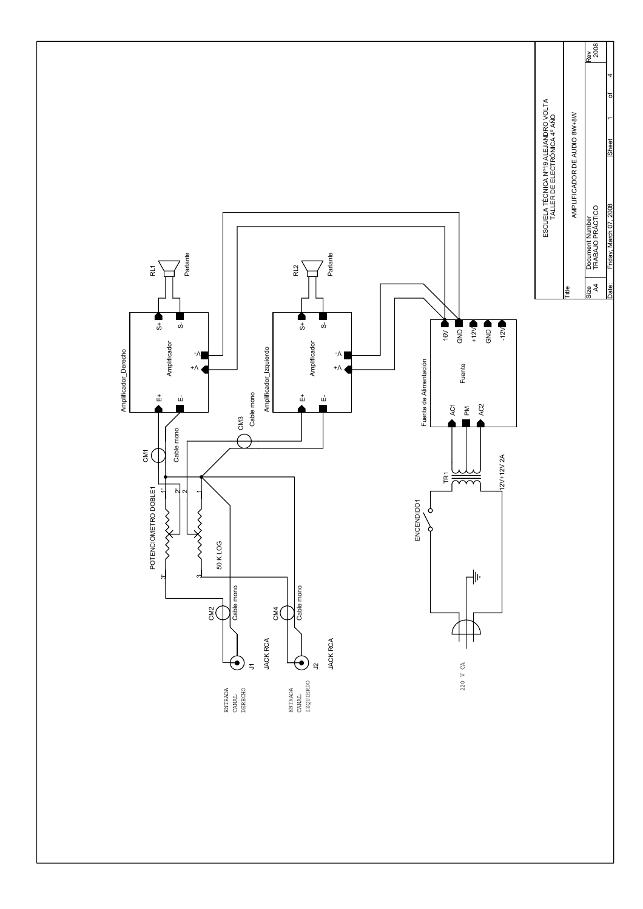ESCUELA TÉCNICA Nº19 ALEJANDRO VOLTA
TALLER DE ELECTRÓNICA 4º AÑO

| Title | | | |
|---|---|---|---|
| AMPLIFICADOR DE AUDIO 8W+8W | | | |
| Size: A4 | Document Number: TRABAJO PRÁCTICO | | Rev: 2008 |
| Date: Friday, March 07, 2008 | Sheet 1 of 4 | | |

Amplificador_Derecho — Amplificador: E+, E-, S+, S-, +V, -V

RL1 Parlante

Amplificador_Izquierdo — Amplificador: E+, E-, S+, S-, +V, -V

RL2 Parlante

Fuente de Alimentación — Fuente: 16V, GND, +12V, GND, -12V, AC1, PM, AC2

TR1 12V+12V 2A

ENCENDIDO1

220 V CA

CM1 Cable mono

CM2 Cable mono

CM3 Cable mono

CM4 Cable mono

POTENCIOMETRO DOBLE1 50 K LOG (1', 2', 3', 1, 2, 3)

J1 JACK RCA — ENTRADA CANAL DERECHO

J2 JACK RCA — ENTRADA CANAL IZQUIERDO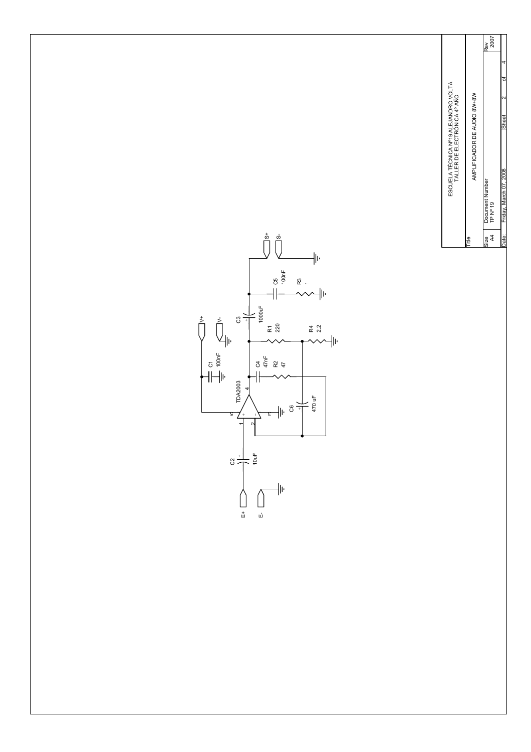ESCUELA TÉCNICA Nº19 ALEJANDRO VOLTA
TALLER DE ELECTRÓNICA 4º AÑO

| Title | | |
|---|---|---|
| AMPLIFICADOR DE AUDIO 8W+8W | | |
| Size: A4 | Document Number: TP Nº19 | Rev: 2007 |
| Date: Friday, March 07, 2008 | Sheet 2 of 4 | |

E+
E-
C2
10uF
TDA2003
1
2
3
4
5
V+
V-
C1
100nF
C4
47nF
R2
47
C6
470 uF
R1
220
R4
2.2
C3
1000uF
C5
100nF
R3
1
S+
S-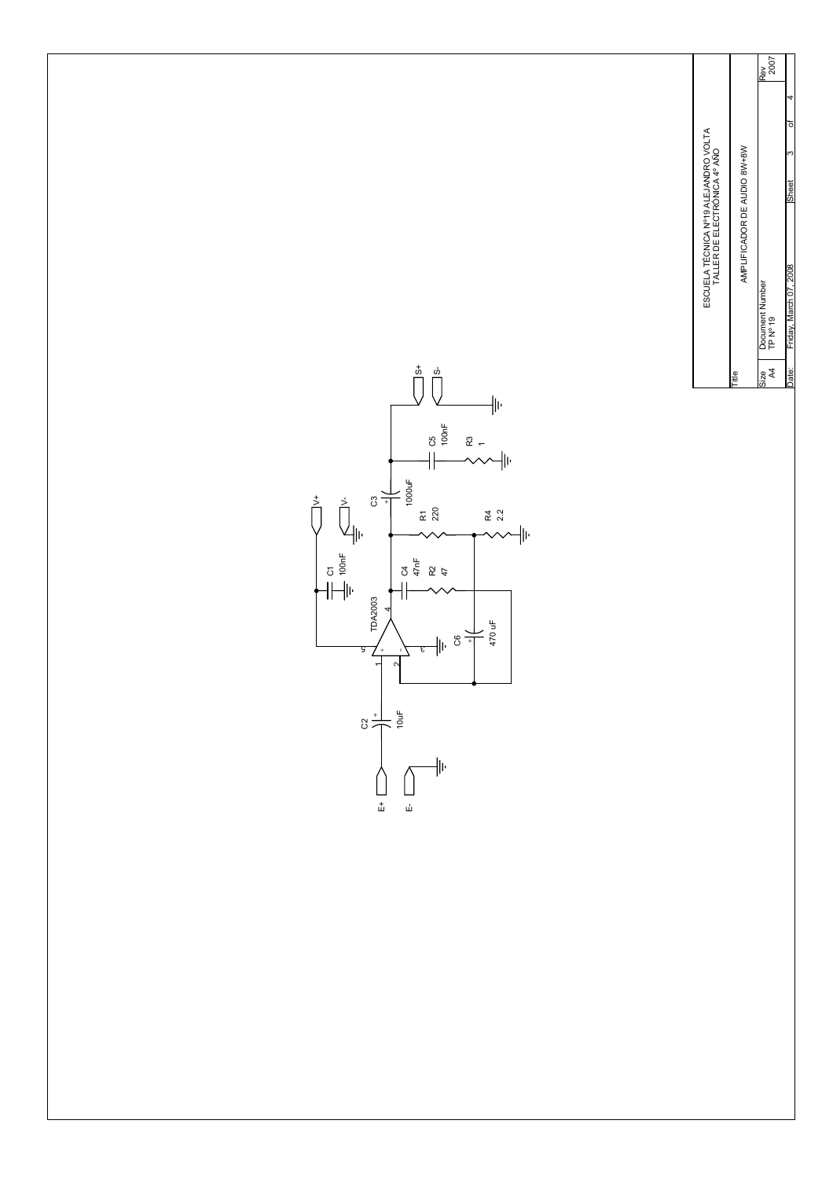TDA2003

C1 100nF

C2 10uF

C3 1000uF

C4 47nF

C5 100nF

C6 470 uF

R1 220

R2 47

R3 1

R4 2.2

V+

V-

E+

E-

S+

S-

1 2 3 4 5

| ESCUELA TÉCNICA Nº19 ALEJANDRO VOLTA<br>TALLER DE ELECTRÓNICA 4º AÑO | | | |
|---|---|---|---|
| Title | AMPLIFICADOR DE AUDIO 8W+8W | | |
| Size<br>A4 | Document Number<br>TP Nº19 | | Rev<br>2007 |
| Date: | Friday, March 07, 2008 | Sheet 3 of 4 | |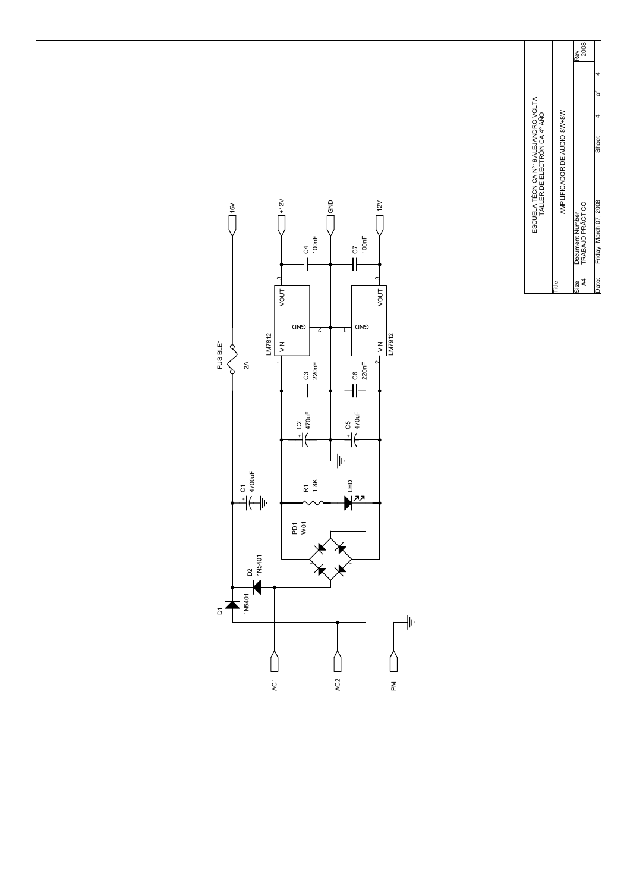16V

+12V

GND

-12V

FUSIBLE1
2A

C1
4700uF

D1
1N5401

D2
1N5401

PD1
W01

R1
1.8K

LED

C2
470uF

C5
470uF

C3
220nF

C6
220nF

LM7812
VIN
GND
VOUT

LM7912
VIN
GND
VOUT

C4
100nF

C7
100nF

AC1

AC2

PM

| | |
|---|---|
| ESCUELA TÉCNICA Nº19 ALEJANDRO VOLTA<br>TALLER DE ELECTRÓNICA 4º AÑO | |
| Title | AMPLIFICADOR DE AUDIO 8W+8W |
| Size: A4 | Document Number: TRABAJO PRÁCTICO — Rev: 2008 |
| Date: Friday, March 07, 2008 | Sheet 4 of 4 |